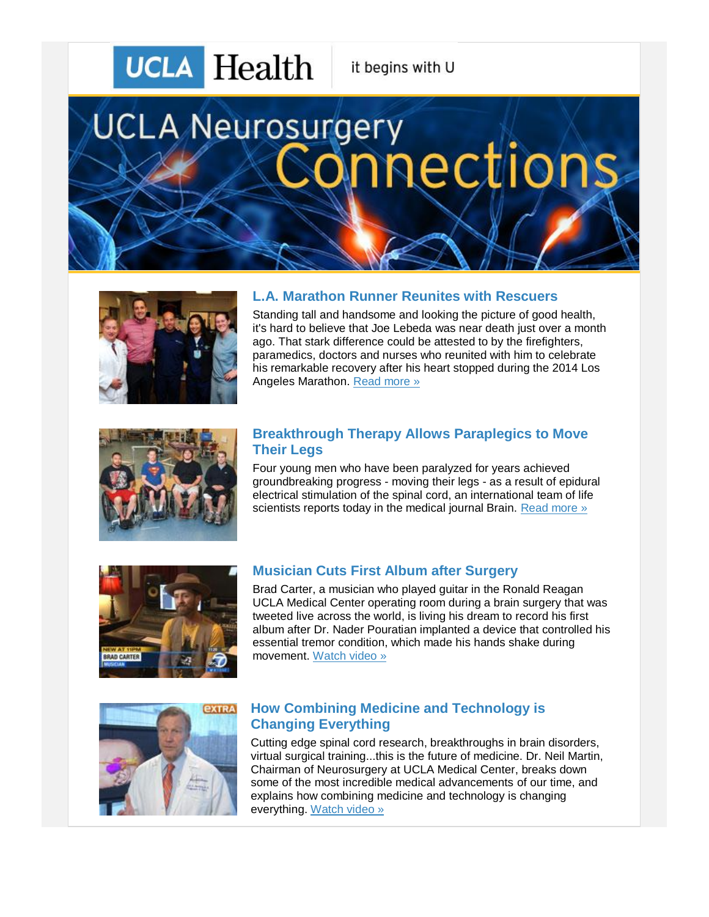UCLA Health it begins with U

# UCLA Neurosurgery Connections

## L.A. Marathon Runner Reunites with Rescuers

Standing tall and handsome and looking the picture of good health, it's hard to believe that Joe Lebeda was near death just over a month ago. That stark difference could be attested to by the firefighters, paramedics, doctors and nurses who reunited with him to celebrate his remarkable recovery after his heart stopped during the 2014 Los Angeles Marathon. Read more »

## Breakthrough Therapy Allows Paraplegics to Move Their Legs

Four young men who have been paralyzed for years achieved groundbreaking progress - moving their legs - as a result of epidural electrical stimulation of the spinal cord, an international team of life scientists reports today in the medical journal Brain. Read more »

## Musician Cuts First Album after Surgery

Brad Carter, a musician who played guitar in the Ronald Reagan UCLA Medical Center operating room during a brain surgery that was tweeted live across the world, is living his dream to record his first album after Dr. Nader Pouratian implanted a device that controlled his essential tremor condition, which made his hands shake during movement. Watch video »

## How Combining Medicine and Technology is Changing Everything

Cutting edge spinal cord research, breakthroughs in brain disorders, virtual surgical training...this is the future of medicine. Dr. Neil Martin, Chairman of Neurosurgery at UCLA Medical Center, breaks down some of the most incredible medical advancements of our time, and explains how combining medicine and technology is changing everything. Watch video »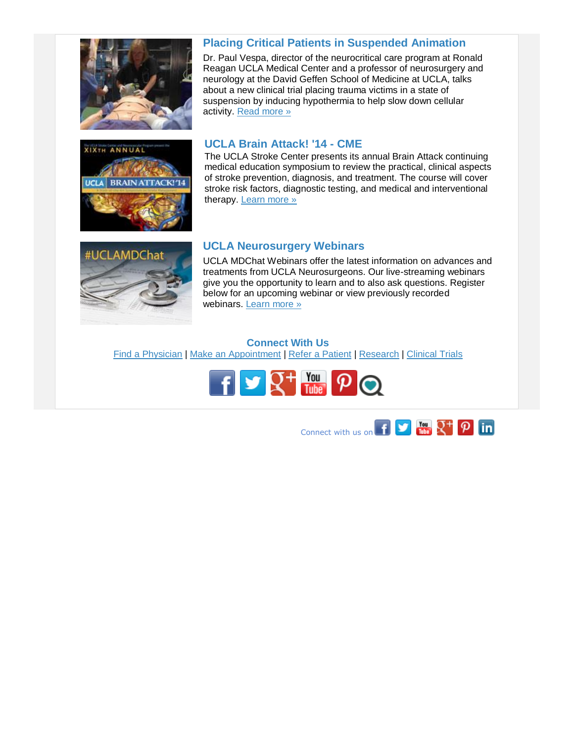## Placing Critical Patients in Suspended Animation

Dr. Paul Vespa, director of the neurocritical care program at Ronald Reagan UCLA Medical Center and a professor of neurosurgery and neurology at the David Geffen School of Medicine at UCLA, talks about a new clinical trial placing trauma victims in a state of suspension by inducing hypothermia to help slow down cellular activity. Read more »

## UCLA Brain Attack! '14 - CME

The UCLA Stroke Center presents its annual Brain Attack continuing medical education symposium to review the practical, clinical aspects of stroke prevention, diagnosis, and treatment. The course will cover stroke risk factors, diagnostic testing, and medical and interventional therapy. Learn more »

## UCLA Neurosurgery Webinars

UCLA MDChat Webinars offer the latest information on advances and treatments from UCLA Neurosurgeons. Our live-streaming webinars give you the opportunity to learn and to also ask questions. Register below for an upcoming webinar or view previously recorded webinars. Learn more »

**Connect With Us**

Find a Physician | Make an Appointment | Refer a Patient | Research | Clinical Trials

Connect with us on